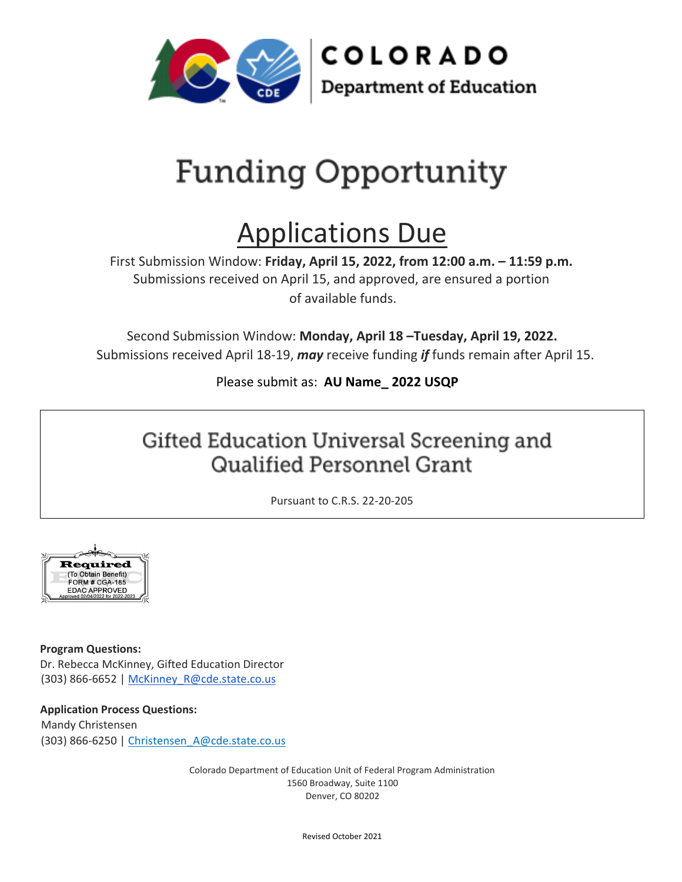COLORADO
Department of Education

# Funding Opportunity

## Applications Due

First Submission Window: **Friday, April 15, 2022, from 12:00 a.m. – 11:59 p.m.**
Submissions received on April 15, and approved, are ensured a portion of available funds.

Second Submission Window: **Monday, April 18 –Tuesday, April 19, 2022.**
Submissions received April 18-19, ***may*** receive funding ***if*** funds remain after April 15.

Please submit as: **AU Name_ 2022 USQP**

## Gifted Education Universal Screening and Qualified Personnel Grant

Pursuant to C.R.S. 22-20-205

Required
(To Obtain Benefit)
FORM # CGA-185
EDAC APPROVED
Approved 02/04/2022 for 2022-2023

**Program Questions:**
Dr. Rebecca McKinney, Gifted Education Director
(303) 866-6652 | McKinney_R@cde.state.co.us

**Application Process Questions:**
Mandy Christensen
(303) 866-6250 | Christensen_A@cde.state.co.us

Colorado Department of Education Unit of Federal Program Administration
1560 Broadway, Suite 1100
Denver, CO 80202

Revised October 2021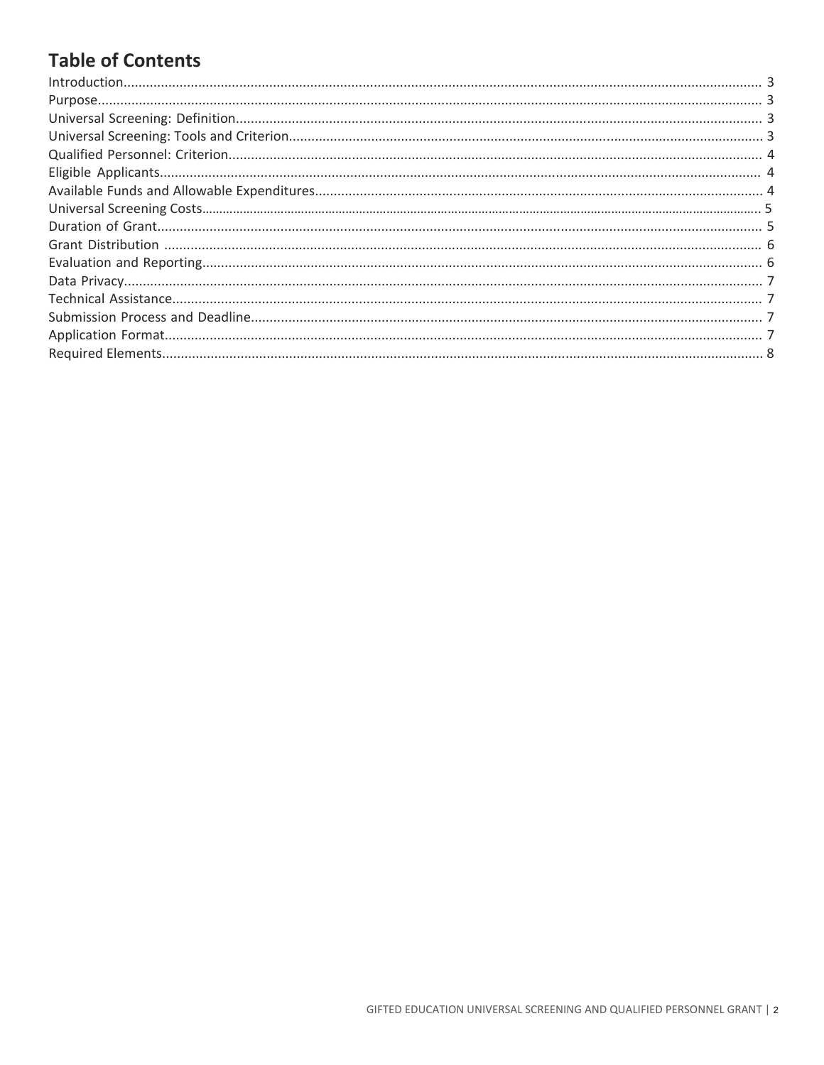## Table of Contents

Introduction........................................................................................................................................................... 3
Purpose................................................................................................................................................................... 3
Universal Screening: Definition.............................................................................................................................. 3
Universal Screening: Tools and Criterion................................................................................................................ 3
Qualified Personnel: Criterion................................................................................................................................ 4
Eligible Applicants.................................................................................................................................................. 4
Available Funds and Allowable Expenditures......................................................................................................... 4
Universal Screening Costs...................................................................................................................................... 5
Duration of Grant.................................................................................................................................................. 5
Grant Distribution ................................................................................................................................................. 6
Evaluation and Reporting....................................................................................................................................... 6
Data Privacy............................................................................................................................................................ 7
Technical Assistance............................................................................................................................................... 7
Submission Process and Deadline.......................................................................................................................... 7
Application Format................................................................................................................................................. 7
Required Elements.................................................................................................................................................. 8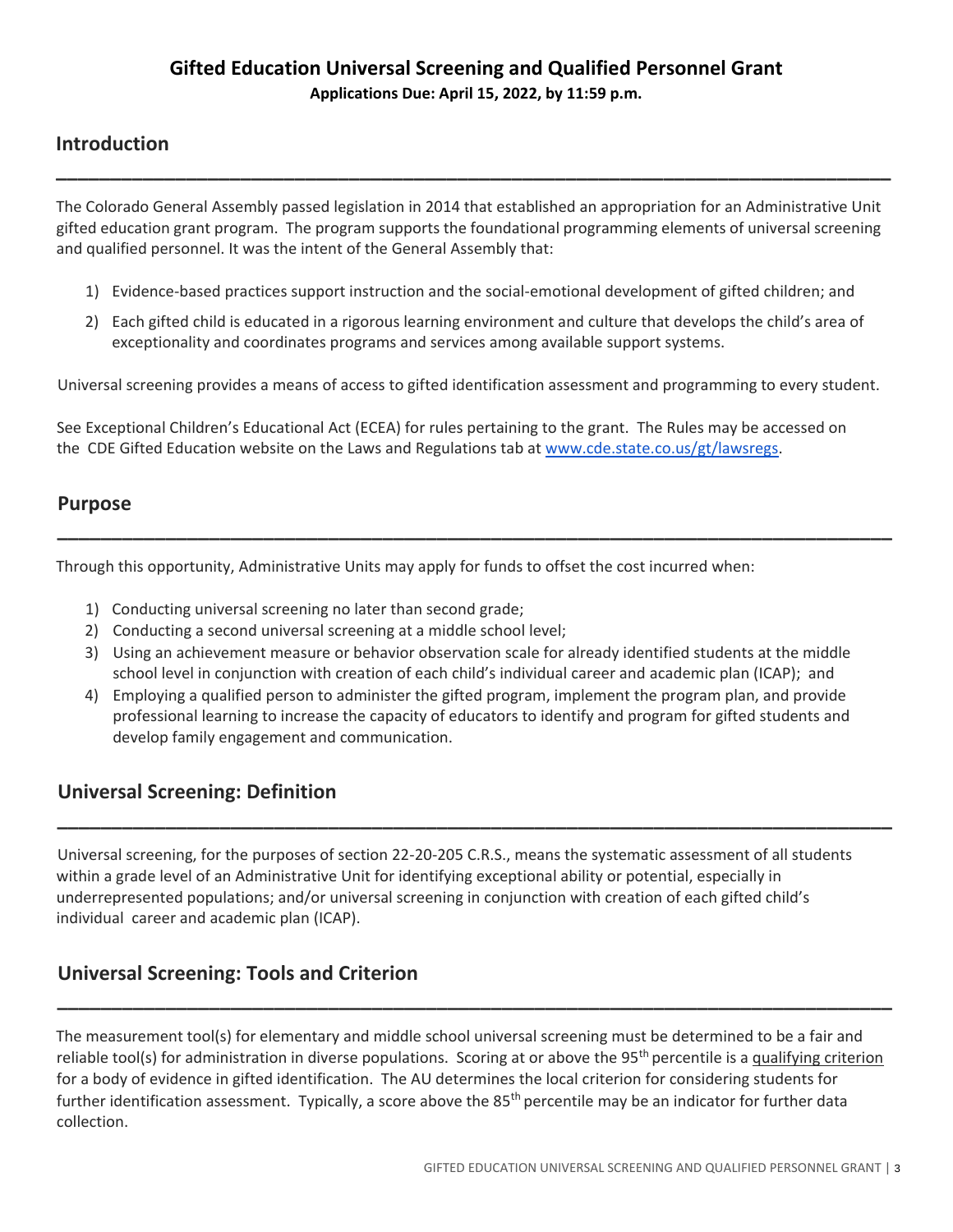# Gifted Education Universal Screening and Qualified Personnel Grant

**Applications Due: April 15, 2022, by 11:59 p.m.**

## Introduction

The Colorado General Assembly passed legislation in 2014 that established an appropriation for an Administrative Unit gifted education grant program. The program supports the foundational programming elements of universal screening and qualified personnel. It was the intent of the General Assembly that:

1) Evidence-based practices support instruction and the social-emotional development of gifted children; and
2) Each gifted child is educated in a rigorous learning environment and culture that develops the child's area of exceptionality and coordinates programs and services among available support systems.

Universal screening provides a means of access to gifted identification assessment and programming to every student.

See Exceptional Children's Educational Act (ECEA) for rules pertaining to the grant. The Rules may be accessed on the CDE Gifted Education website on the Laws and Regulations tab at [www.cde.state.co.us/gt/lawsregs](www.cde.state.co.us/gt/lawsregs).

## Purpose

Through this opportunity, Administrative Units may apply for funds to offset the cost incurred when:

1) Conducting universal screening no later than second grade;
2) Conducting a second universal screening at a middle school level;
3) Using an achievement measure or behavior observation scale for already identified students at the middle school level in conjunction with creation of each child's individual career and academic plan (ICAP); and
4) Employing a qualified person to administer the gifted program, implement the program plan, and provide professional learning to increase the capacity of educators to identify and program for gifted students and develop family engagement and communication.

## Universal Screening: Definition

Universal screening, for the purposes of section 22-20-205 C.R.S., means the systematic assessment of all students within a grade level of an Administrative Unit for identifying exceptional ability or potential, especially in underrepresented populations; and/or universal screening in conjunction with creation of each gifted child's individual career and academic plan (ICAP).

## Universal Screening: Tools and Criterion

The measurement tool(s) for elementary and middle school universal screening must be determined to be a fair and reliable tool(s) for administration in diverse populations. Scoring at or above the 95th percentile is a qualifying criterion for a body of evidence in gifted identification. The AU determines the local criterion for considering students for further identification assessment. Typically, a score above the 85th percentile may be an indicator for further data collection.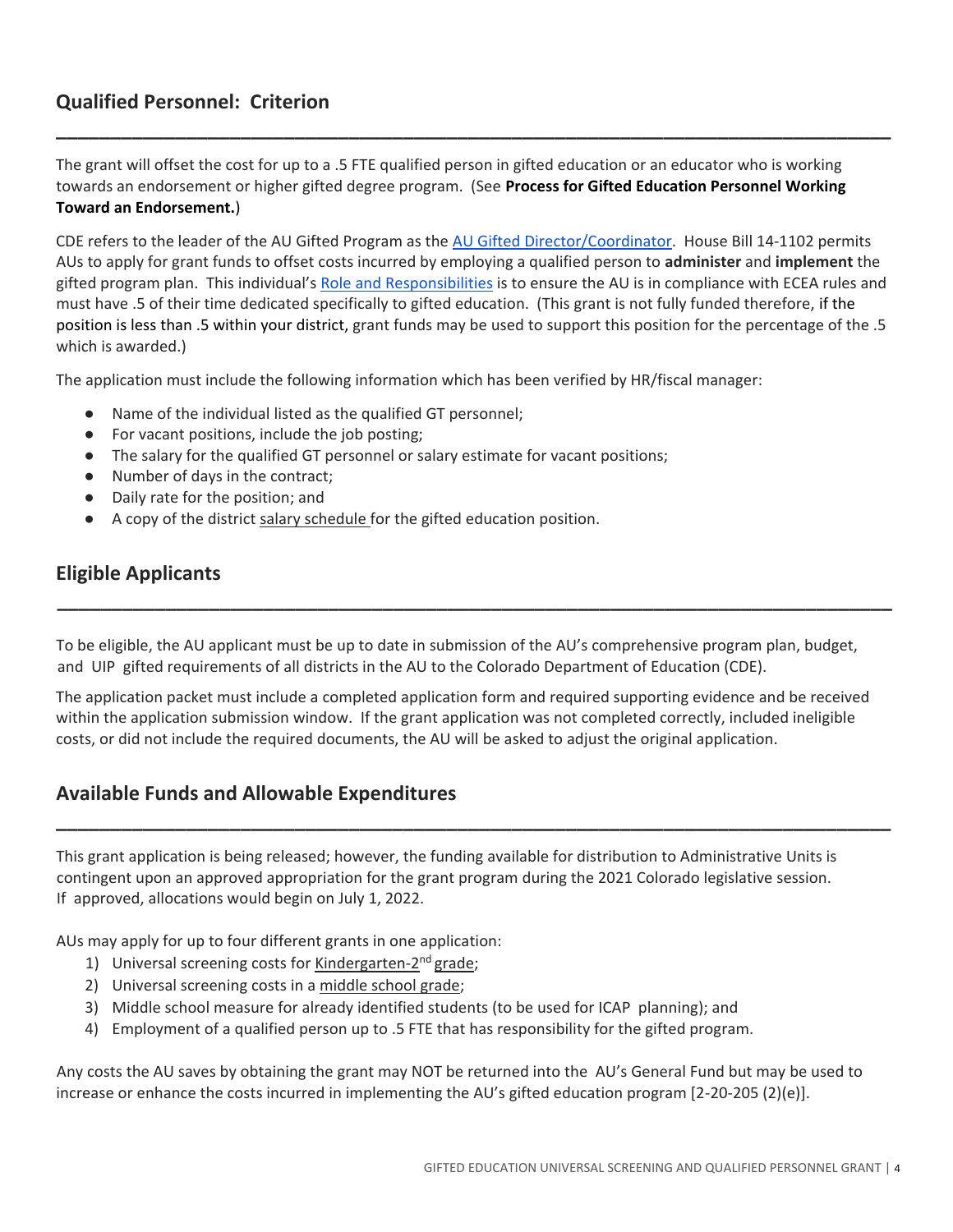## Qualified Personnel: Criterion

The grant will offset the cost for up to a .5 FTE qualified person in gifted education or an educator who is working towards an endorsement or higher gifted degree program. (See **Process for Gifted Education Personnel Working Toward an Endorsement.**)

CDE refers to the leader of the AU Gifted Program as the AU Gifted Director/Coordinator. House Bill 14-1102 permits AUs to apply for grant funds to offset costs incurred by employing a qualified person to **administer** and **implement** the gifted program plan. This individual's Role and Responsibilities is to ensure the AU is in compliance with ECEA rules and must have .5 of their time dedicated specifically to gifted education. (This grant is not fully funded therefore, if the position is less than .5 within your district, grant funds may be used to support this position for the percentage of the .5 which is awarded.)

The application must include the following information which has been verified by HR/fiscal manager:

- Name of the individual listed as the qualified GT personnel;
- For vacant positions, include the job posting;
- The salary for the qualified GT personnel or salary estimate for vacant positions;
- Number of days in the contract;
- Daily rate for the position; and
- A copy of the district salary schedule for the gifted education position.

## Eligible Applicants

To be eligible, the AU applicant must be up to date in submission of the AU's comprehensive program plan, budget, and UIP gifted requirements of all districts in the AU to the Colorado Department of Education (CDE).

The application packet must include a completed application form and required supporting evidence and be received within the application submission window. If the grant application was not completed correctly, included ineligible costs, or did not include the required documents, the AU will be asked to adjust the original application.

## Available Funds and Allowable Expenditures

This grant application is being released; however, the funding available for distribution to Administrative Units is contingent upon an approved appropriation for the grant program during the 2021 Colorado legislative session. If approved, allocations would begin on July 1, 2022.

AUs may apply for up to four different grants in one application:

1) Universal screening costs for Kindergarten-2nd grade;
2) Universal screening costs in a middle school grade;
3) Middle school measure for already identified students (to be used for ICAP planning); and
4) Employment of a qualified person up to .5 FTE that has responsibility for the gifted program.

Any costs the AU saves by obtaining the grant may NOT be returned into the AU's General Fund but may be used to increase or enhance the costs incurred in implementing the AU's gifted education program [2-20-205 (2)(e)].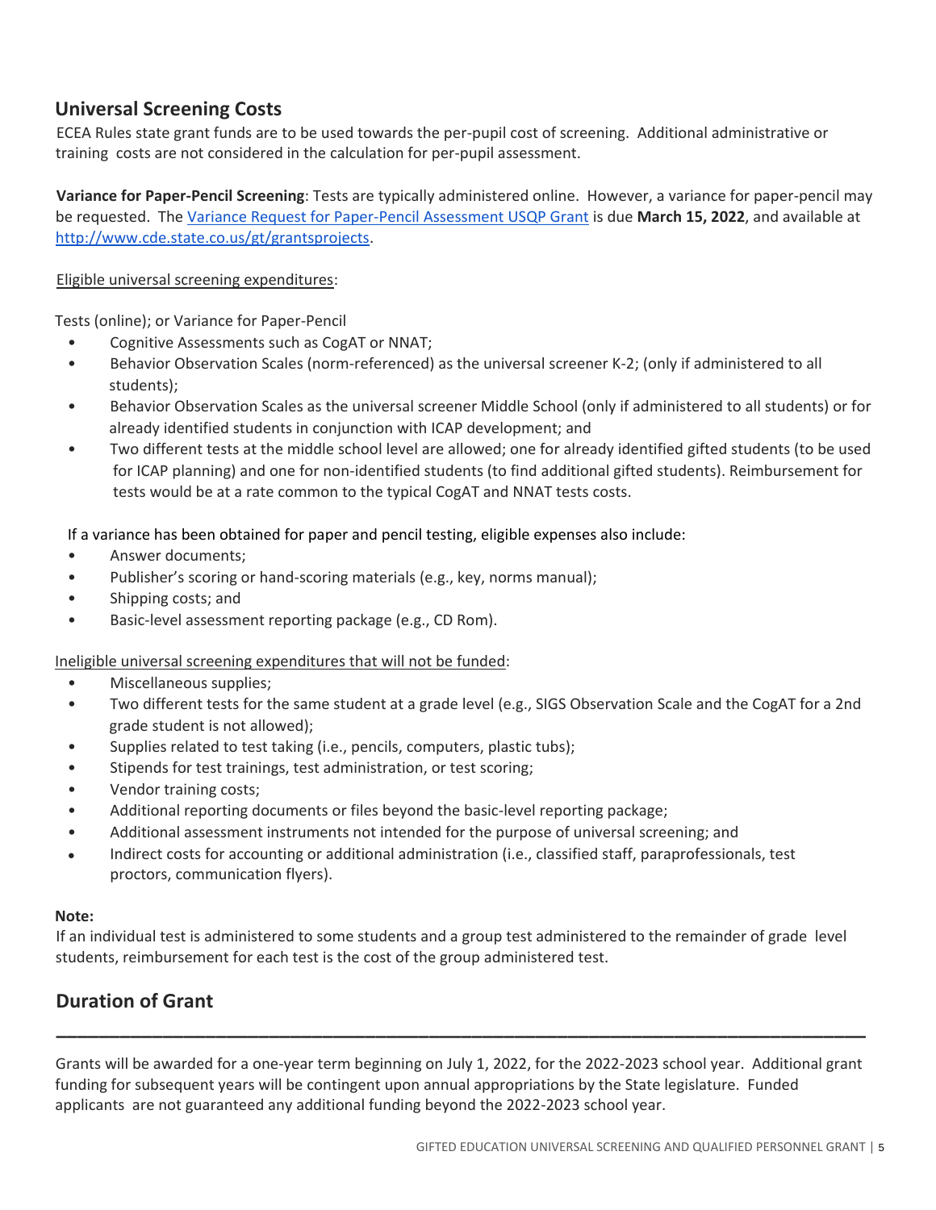## Universal Screening Costs

ECEA Rules state grant funds are to be used towards the per-pupil cost of screening. Additional administrative or training costs are not considered in the calculation for per-pupil assessment.

**Variance for Paper-Pencil Screening**: Tests are typically administered online. However, a variance for paper-pencil may be requested. The [Variance Request for Paper-Pencil Assessment USQP Grant](http://www.cde.state.co.us/gt/grantsprojects) is due **March 15, 2022**, and available at [http://www.cde.state.co.us/gt/grantsprojects](http://www.cde.state.co.us/gt/grantsprojects).

<u>Eligible universal screening expenditures</u>:

Tests (online); or Variance for Paper-Pencil

- Cognitive Assessments such as CogAT or NNAT;
- Behavior Observation Scales (norm-referenced) as the universal screener K-2; (only if administered to all students);
- Behavior Observation Scales as the universal screener Middle School (only if administered to all students) or for already identified students in conjunction with ICAP development; and
- Two different tests at the middle school level are allowed; one for already identified gifted students (to be used for ICAP planning) and one for non-identified students (to find additional gifted students). Reimbursement for tests would be at a rate common to the typical CogAT and NNAT tests costs.

If a variance has been obtained for paper and pencil testing, eligible expenses also include:

- Answer documents;
- Publisher's scoring or hand-scoring materials (e.g., key, norms manual);
- Shipping costs; and
- Basic-level assessment reporting package (e.g., CD Rom).

<u>Ineligible universal screening expenditures that will not be funded</u>:

- Miscellaneous supplies;
- Two different tests for the same student at a grade level (e.g., SIGS Observation Scale and the CogAT for a 2nd grade student is not allowed);
- Supplies related to test taking (i.e., pencils, computers, plastic tubs);
- Stipends for test trainings, test administration, or test scoring;
- Vendor training costs;
- Additional reporting documents or files beyond the basic-level reporting package;
- Additional assessment instruments not intended for the purpose of universal screening; and
- Indirect costs for accounting or additional administration (i.e., classified staff, paraprofessionals, test proctors, communication flyers).

**Note:**
If an individual test is administered to some students and a group test administered to the remainder of grade level students, reimbursement for each test is the cost of the group administered test.

## Duration of Grant

Grants will be awarded for a one-year term beginning on July 1, 2022, for the 2022-2023 school year. Additional grant funding for subsequent years will be contingent upon annual appropriations by the State legislature. Funded applicants are not guaranteed any additional funding beyond the 2022-2023 school year.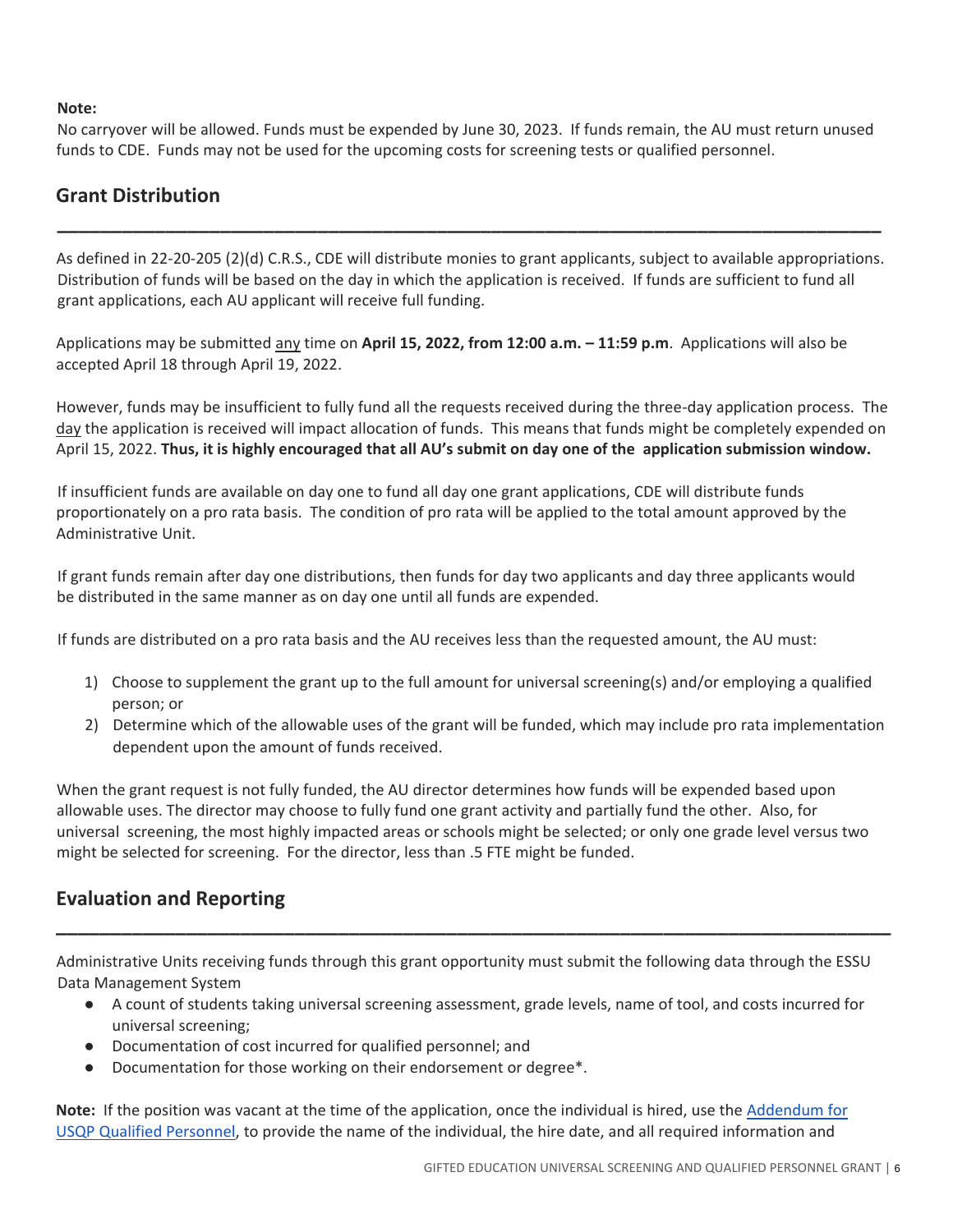**Note:**
No carryover will be allowed. Funds must be expended by June 30, 2023. If funds remain, the AU must return unused funds to CDE. Funds may not be used for the upcoming costs for screening tests or qualified personnel.

## Grant Distribution

As defined in 22-20-205 (2)(d) C.R.S., CDE will distribute monies to grant applicants, subject to available appropriations. Distribution of funds will be based on the day in which the application is received. If funds are sufficient to fund all grant applications, each AU applicant will receive full funding.

Applications may be submitted any time on **April 15, 2022, from 12:00 a.m. – 11:59 p.m**. Applications will also be accepted April 18 through April 19, 2022.

However, funds may be insufficient to fully fund all the requests received during the three-day application process. The day the application is received will impact allocation of funds. This means that funds might be completely expended on April 15, 2022. **Thus, it is highly encouraged that all AU's submit on day one of the application submission window.**

If insufficient funds are available on day one to fund all day one grant applications, CDE will distribute funds proportionately on a pro rata basis. The condition of pro rata will be applied to the total amount approved by the Administrative Unit.

If grant funds remain after day one distributions, then funds for day two applicants and day three applicants would be distributed in the same manner as on day one until all funds are expended.

If funds are distributed on a pro rata basis and the AU receives less than the requested amount, the AU must:

1) Choose to supplement the grant up to the full amount for universal screening(s) and/or employing a qualified person; or
2) Determine which of the allowable uses of the grant will be funded, which may include pro rata implementation dependent upon the amount of funds received.

When the grant request is not fully funded, the AU director determines how funds will be expended based upon allowable uses. The director may choose to fully fund one grant activity and partially fund the other. Also, for universal screening, the most highly impacted areas or schools might be selected; or only one grade level versus two might be selected for screening. For the director, less than .5 FTE might be funded.

## Evaluation and Reporting

Administrative Units receiving funds through this grant opportunity must submit the following data through the ESSU Data Management System

- A count of students taking universal screening assessment, grade levels, name of tool, and costs incurred for universal screening;
- Documentation of cost incurred for qualified personnel; and
- Documentation for those working on their endorsement or degree*.

**Note:** If the position was vacant at the time of the application, once the individual is hired, use the Addendum for USQP Qualified Personnel, to provide the name of the individual, the hire date, and all required information and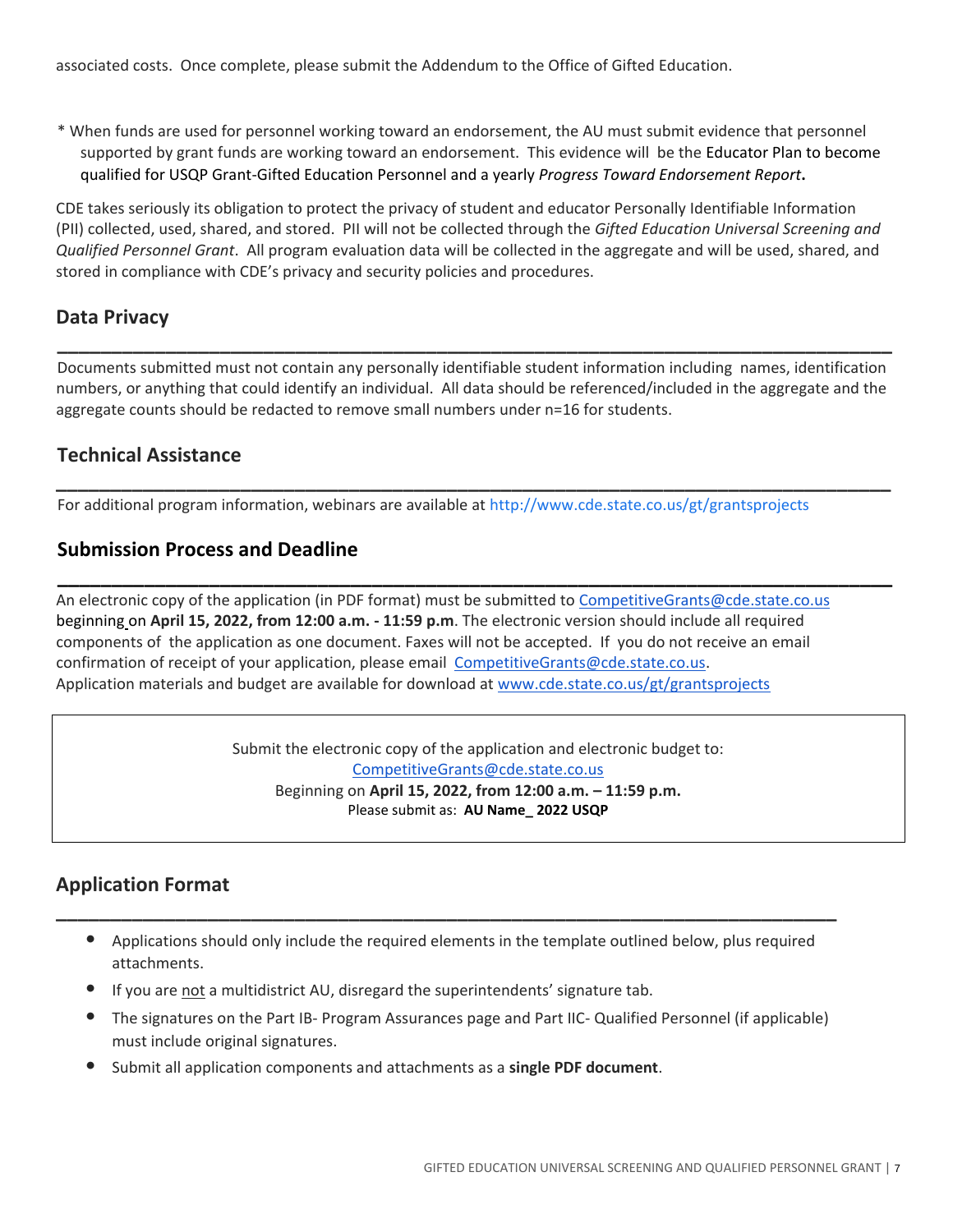associated costs. Once complete, please submit the Addendum to the Office of Gifted Education.

\* When funds are used for personnel working toward an endorsement, the AU must submit evidence that personnel supported by grant funds are working toward an endorsement. This evidence will be the Educator Plan to become qualified for USQP Grant-Gifted Education Personnel and a yearly *Progress Toward Endorsement Report*.

CDE takes seriously its obligation to protect the privacy of student and educator Personally Identifiable Information (PII) collected, used, shared, and stored. PII will not be collected through the *Gifted Education Universal Screening and Qualified Personnel Grant*. All program evaluation data will be collected in the aggregate and will be used, shared, and stored in compliance with CDE's privacy and security policies and procedures.

## Data Privacy

Documents submitted must not contain any personally identifiable student information including names, identification numbers, or anything that could identify an individual. All data should be referenced/included in the aggregate and the aggregate counts should be redacted to remove small numbers under n=16 for students.

## Technical Assistance

For additional program information, webinars are available at http://www.cde.state.co.us/gt/grantsprojects

## Submission Process and Deadline

An electronic copy of the application (in PDF format) must be submitted to CompetitiveGrants@cde.state.co.us beginning on **April 15, 2022, from 12:00 a.m. - 11:59 p.m**. The electronic version should include all required components of the application as one document. Faxes will not be accepted. If you do not receive an email confirmation of receipt of your application, please email CompetitiveGrants@cde.state.co.us.
Application materials and budget are available for download at www.cde.state.co.us/gt/grantsprojects

> Submit the electronic copy of the application and electronic budget to:
> CompetitiveGrants@cde.state.co.us
> Beginning on **April 15, 2022, from 12:00 a.m. – 11:59 p.m.**
> Please submit as: **AU Name_ 2022 USQP**

## Application Format

- Applications should only include the required elements in the template outlined below, plus required attachments.
- If you are not a multidistrict AU, disregard the superintendents' signature tab.
- The signatures on the Part IB- Program Assurances page and Part IIC- Qualified Personnel (if applicable) must include original signatures.
- Submit all application components and attachments as a **single PDF document**.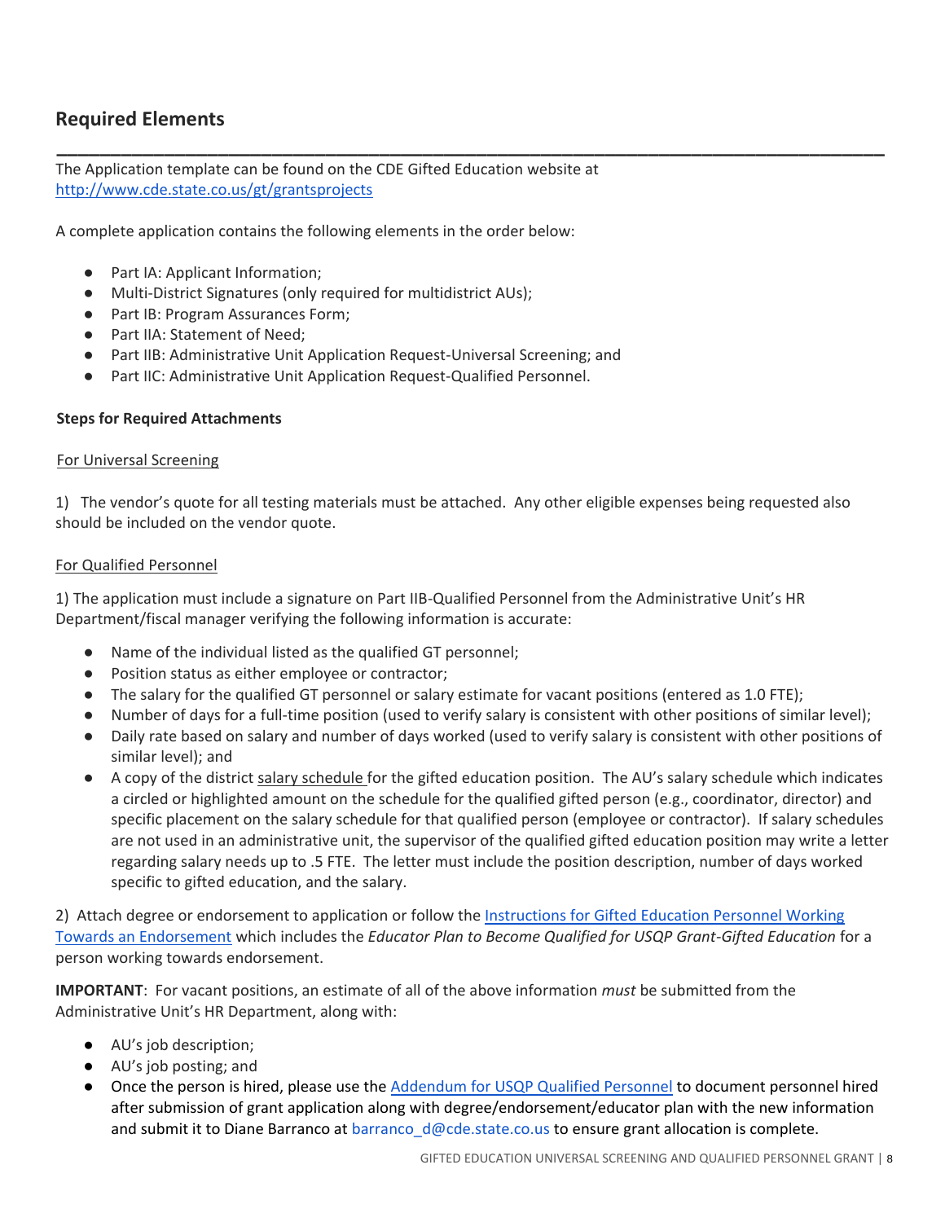## Required Elements

The Application template can be found on the CDE Gifted Education website at [http://www.cde.state.co.us/gt/grantsprojects](http://www.cde.state.co.us/gt/grantsprojects)

A complete application contains the following elements in the order below:

- Part IA: Applicant Information;
- Multi-District Signatures (only required for multidistrict AUs);
- Part IB: Program Assurances Form;
- Part IIA: Statement of Need;
- Part IIB: Administrative Unit Application Request-Universal Screening; and
- Part IIC: Administrative Unit Application Request-Qualified Personnel.

**Steps for Required Attachments**

For Universal Screening

1) The vendor's quote for all testing materials must be attached. Any other eligible expenses being requested also should be included on the vendor quote.

For Qualified Personnel

1) The application must include a signature on Part IIB-Qualified Personnel from the Administrative Unit's HR Department/fiscal manager verifying the following information is accurate:

- Name of the individual listed as the qualified GT personnel;
- Position status as either employee or contractor;
- The salary for the qualified GT personnel or salary estimate for vacant positions (entered as 1.0 FTE);
- Number of days for a full-time position (used to verify salary is consistent with other positions of similar level);
- Daily rate based on salary and number of days worked (used to verify salary is consistent with other positions of similar level); and
- A copy of the district salary schedule for the gifted education position. The AU's salary schedule which indicates a circled or highlighted amount on the schedule for the qualified gifted person (e.g., coordinator, director) and specific placement on the salary schedule for that qualified person (employee or contractor). If salary schedules are not used in an administrative unit, the supervisor of the qualified gifted education position may write a letter regarding salary needs up to .5 FTE. The letter must include the position description, number of days worked specific to gifted education, and the salary.

2) Attach degree or endorsement to application or follow the Instructions for Gifted Education Personnel Working Towards an Endorsement which includes the *Educator Plan to Become Qualified for USQP Grant-Gifted Education* for a person working towards endorsement.

**IMPORTANT**: For vacant positions, an estimate of all of the above information *must* be submitted from the Administrative Unit's HR Department, along with:

- AU's job description;
- AU's job posting; and
- Once the person is hired, please use the Addendum for USQP Qualified Personnel to document personnel hired after submission of grant application along with degree/endorsement/educator plan with the new information and submit it to Diane Barranco at barranco_d@cde.state.co.us to ensure grant allocation is complete.